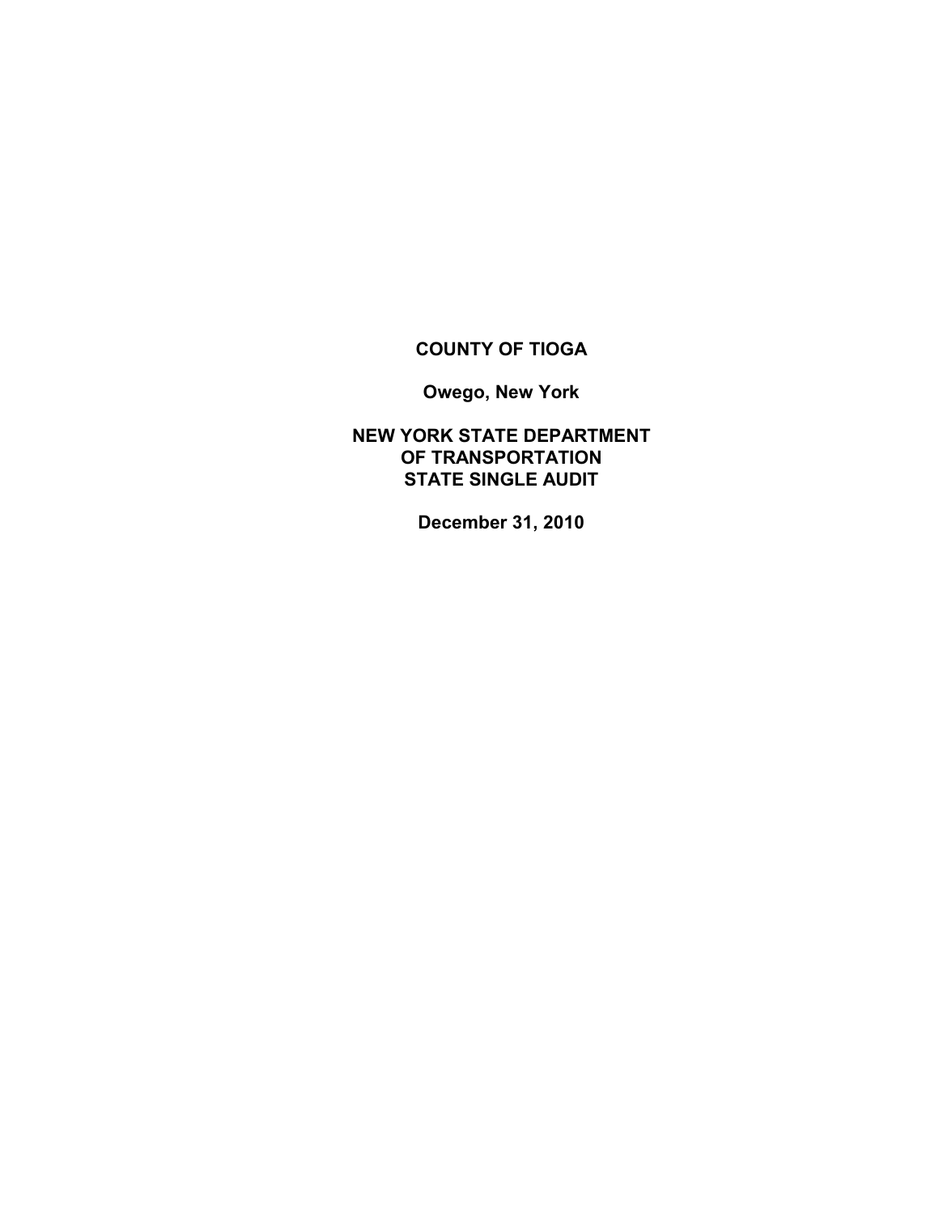# COUNTY OF TIOGA

**Owego, New York**

**NEW YORK STATE DEPARTMENT OF TRANSPORTATION STATE SINGLE AUDIT**

**December 31, 2010**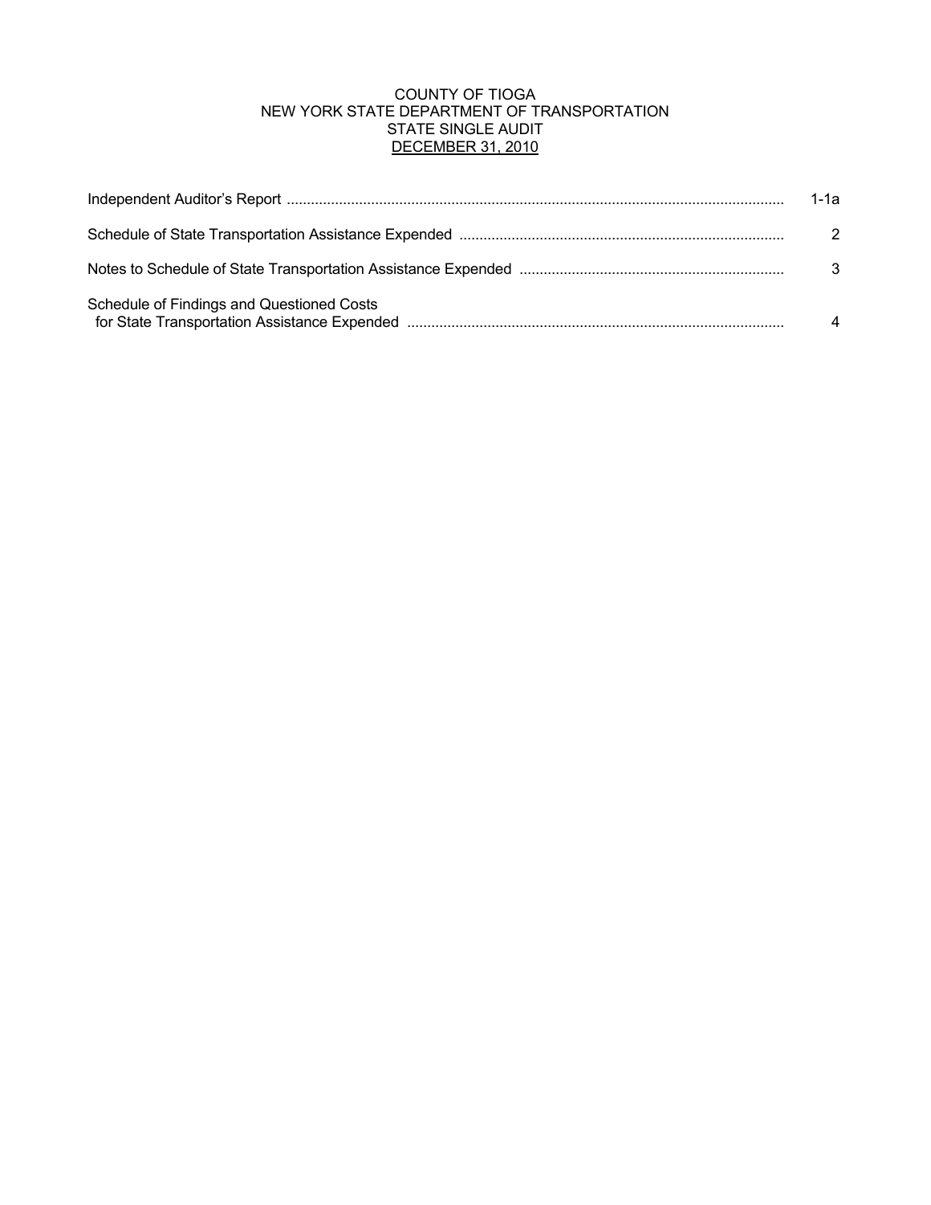# COUNTY OF TIOGA
## NEW YORK STATE DEPARTMENT OF TRANSPORTATION
## STATE SINGLE AUDIT
## DECEMBER 31, 2010

| | |
|---|---|
| Independent Auditor's Report | 1-1a |
| Schedule of State Transportation Assistance Expended | 2 |
| Notes to Schedule of State Transportation Assistance Expended | 3 |
| Schedule of Findings and Questioned Costs for State Transportation Assistance Expended | 4 |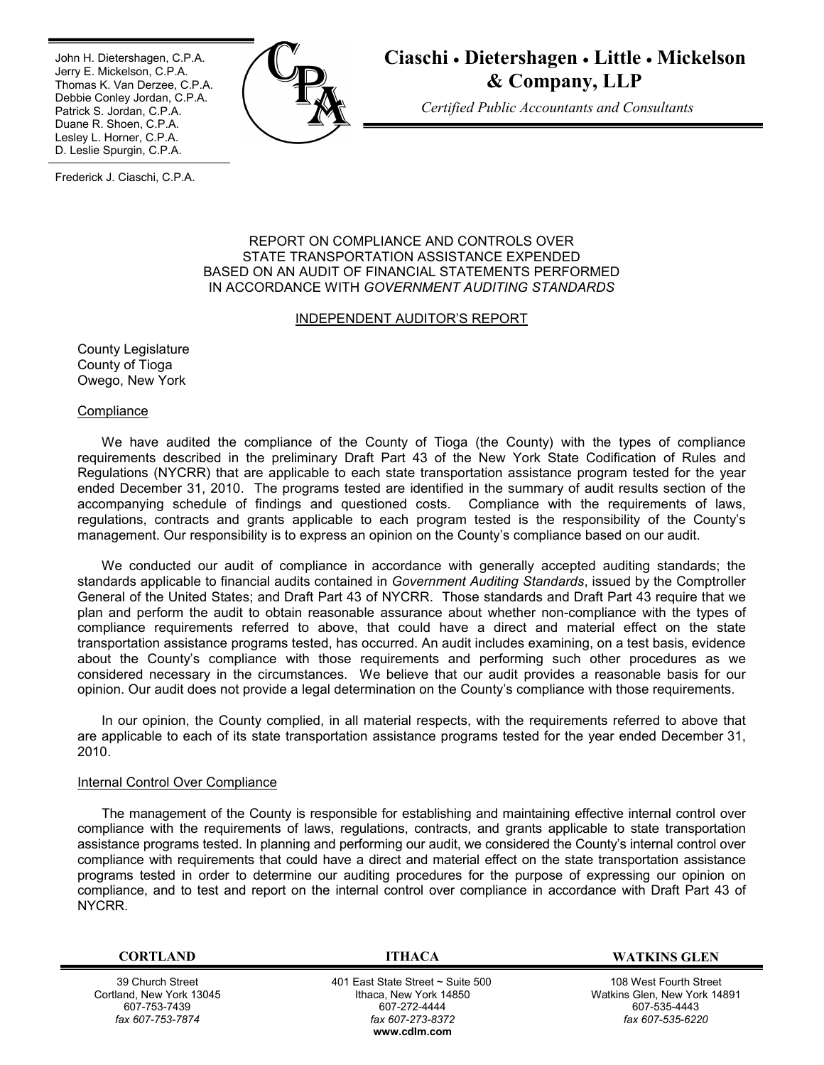John H. Dietershagen, C.P.A.
Jerry E. Mickelson, C.P.A.
Thomas K. Van Derzee, C.P.A.
Debbie Conley Jordan, C.P.A.
Patrick S. Jordan, C.P.A.
Duane R. Shoen, C.P.A.
Lesley L. Horner, C.P.A.
D. Leslie Spurgin, C.P.A.

Frederick J. Ciaschi, C.P.A.

**Ciaschi • Dietershagen • Little • Mickelson & Company, LLP**

*Certified Public Accountants and Consultants*

REPORT ON COMPLIANCE AND CONTROLS OVER
STATE TRANSPORTATION ASSISTANCE EXPENDED
BASED ON AN AUDIT OF FINANCIAL STATEMENTS PERFORMED
IN ACCORDANCE WITH *GOVERNMENT AUDITING STANDARDS*

INDEPENDENT AUDITOR'S REPORT

County Legislature
County of Tioga
Owego, New York

Compliance

We have audited the compliance of the County of Tioga (the County) with the types of compliance requirements described in the preliminary Draft Part 43 of the New York State Codification of Rules and Regulations (NYCRR) that are applicable to each state transportation assistance program tested for the year ended December 31, 2010. The programs tested are identified in the summary of audit results section of the accompanying schedule of findings and questioned costs. Compliance with the requirements of laws, regulations, contracts and grants applicable to each program tested is the responsibility of the County's management. Our responsibility is to express an opinion on the County's compliance based on our audit.

We conducted our audit of compliance in accordance with generally accepted auditing standards; the standards applicable to financial audits contained in *Government Auditing Standards*, issued by the Comptroller General of the United States; and Draft Part 43 of NYCRR. Those standards and Draft Part 43 require that we plan and perform the audit to obtain reasonable assurance about whether non-compliance with the types of compliance requirements referred to above, that could have a direct and material effect on the state transportation assistance programs tested, has occurred. An audit includes examining, on a test basis, evidence about the County's compliance with those requirements and performing such other procedures as we considered necessary in the circumstances. We believe that our audit provides a reasonable basis for our opinion. Our audit does not provide a legal determination on the County's compliance with those requirements.

In our opinion, the County complied, in all material respects, with the requirements referred to above that are applicable to each of its state transportation assistance programs tested for the year ended December 31, 2010.

Internal Control Over Compliance

The management of the County is responsible for establishing and maintaining effective internal control over compliance with the requirements of laws, regulations, contracts, and grants applicable to state transportation assistance programs tested. In planning and performing our audit, we considered the County's internal control over compliance with requirements that could have a direct and material effect on the state transportation assistance programs tested in order to determine our auditing procedures for the purpose of expressing our opinion on compliance, and to test and report on the internal control over compliance in accordance with Draft Part 43 of NYCRR.

| CORTLAND | ITHACA | WATKINS GLEN |
| --- | --- | --- |
| 39 Church Street<br>Cortland, New York 13045<br>607-753-7439<br>*fax 607-753-7874* | 401 East State Street ~ Suite 500<br>Ithaca, New York 14850<br>607-272-4444<br>*fax 607-273-8372*<br>**www.cdlm.com** | 108 West Fourth Street<br>Watkins Glen, New York 14891<br>607-535-4443<br>*fax 607-535-6220* |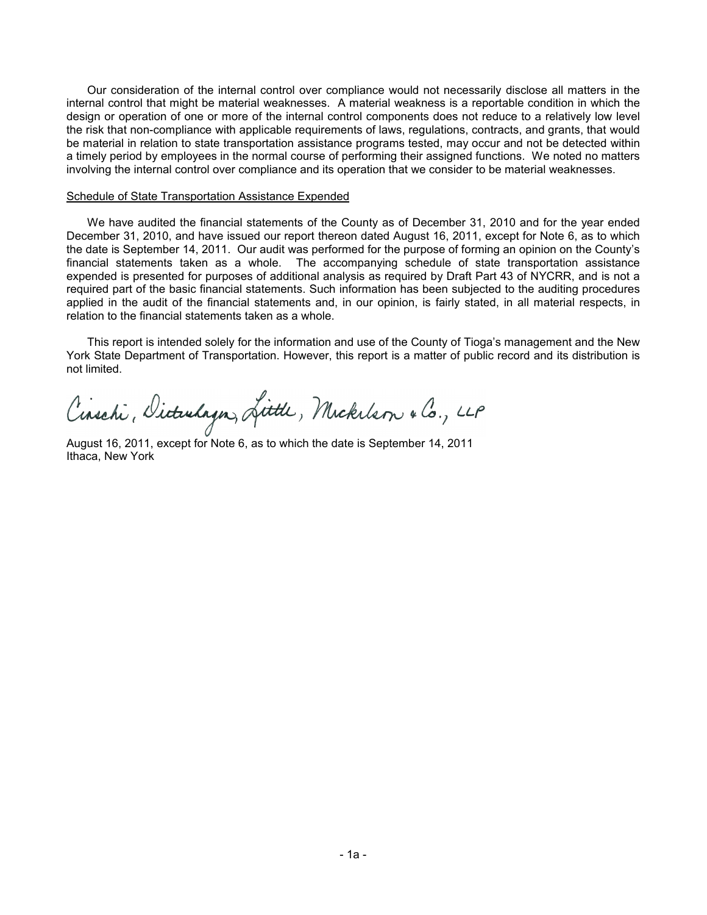Our consideration of the internal control over compliance would not necessarily disclose all matters in the internal control that might be material weaknesses. A material weakness is a reportable condition in which the design or operation of one or more of the internal control components does not reduce to a relatively low level the risk that non-compliance with applicable requirements of laws, regulations, contracts, and grants, that would be material in relation to state transportation assistance programs tested, may occur and not be detected within a timely period by employees in the normal course of performing their assigned functions. We noted no matters involving the internal control over compliance and its operation that we consider to be material weaknesses.

Schedule of State Transportation Assistance Expended

We have audited the financial statements of the County as of December 31, 2010 and for the year ended December 31, 2010, and have issued our report thereon dated August 16, 2011, except for Note 6, as to which the date is September 14, 2011. Our audit was performed for the purpose of forming an opinion on the County's financial statements taken as a whole. The accompanying schedule of state transportation assistance expended is presented for purposes of additional analysis as required by Draft Part 43 of NYCRR, and is not a required part of the basic financial statements. Such information has been subjected to the auditing procedures applied in the audit of the financial statements and, in our opinion, is fairly stated, in all material respects, in relation to the financial statements taken as a whole.

This report is intended solely for the information and use of the County of Tioga's management and the New York State Department of Transportation. However, this report is a matter of public record and its distribution is not limited.

Ciaschi, Dietershagen, Little, Mickelson & Co., LLP

August 16, 2011, except for Note 6, as to which the date is September 14, 2011
Ithaca, New York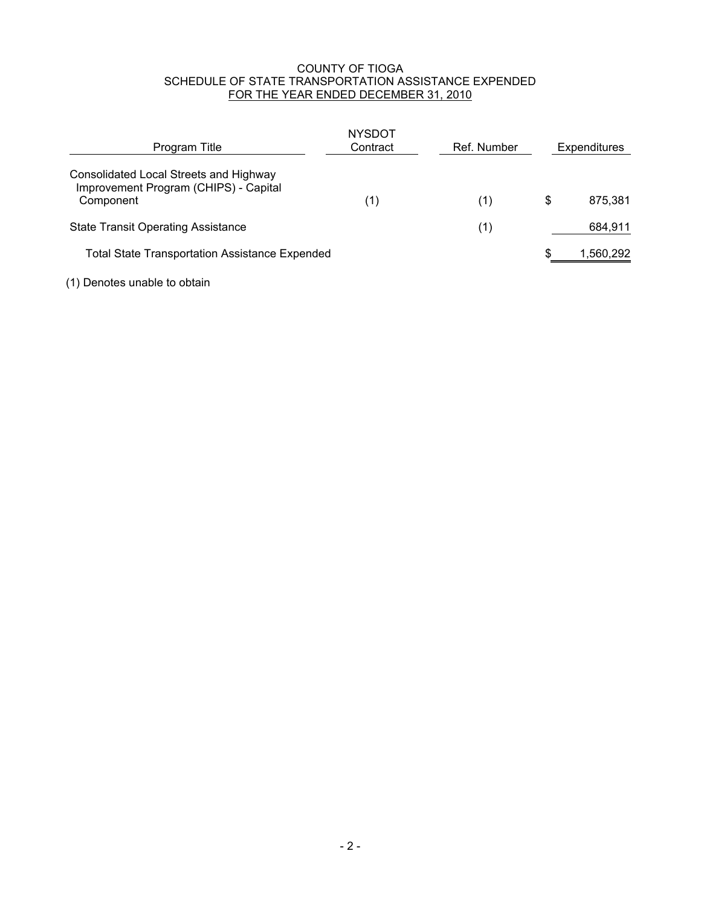# COUNTY OF TIOGA
## SCHEDULE OF STATE TRANSPORTATION ASSISTANCE EXPENDED
## FOR THE YEAR ENDED DECEMBER 31, 2010

| Program Title | NYSDOT Contract | Ref. Number | Expenditures |
|---|---|---|---|
| Consolidated Local Streets and Highway Improvement Program (CHIPS) - Capital Component | (1) | (1) | $ 875,381 |
| State Transit Operating Assistance | | (1) | 684,911 |
| Total State Transportation Assistance Expended | | | $ 1,560,292 |

(1) Denotes unable to obtain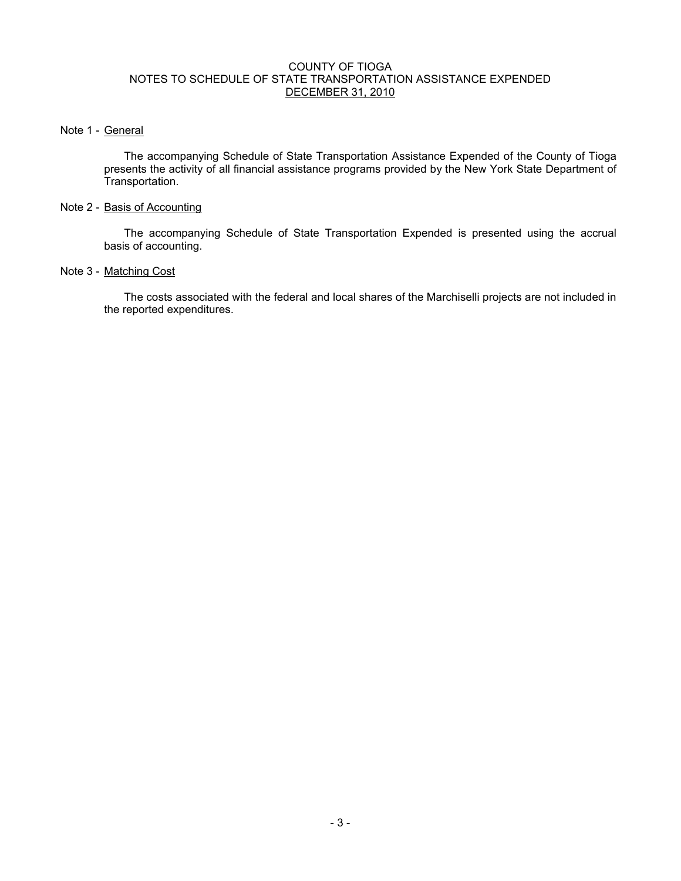# COUNTY OF TIOGA
## NOTES TO SCHEDULE OF STATE TRANSPORTATION ASSISTANCE EXPENDED
### DECEMBER 31, 2010

Note 1 - General

The accompanying Schedule of State Transportation Assistance Expended of the County of Tioga presents the activity of all financial assistance programs provided by the New York State Department of Transportation.

Note 2 - Basis of Accounting

The accompanying Schedule of State Transportation Expended is presented using the accrual basis of accounting.

Note 3 - Matching Cost

The costs associated with the federal and local shares of the Marchiselli projects are not included in the reported expenditures.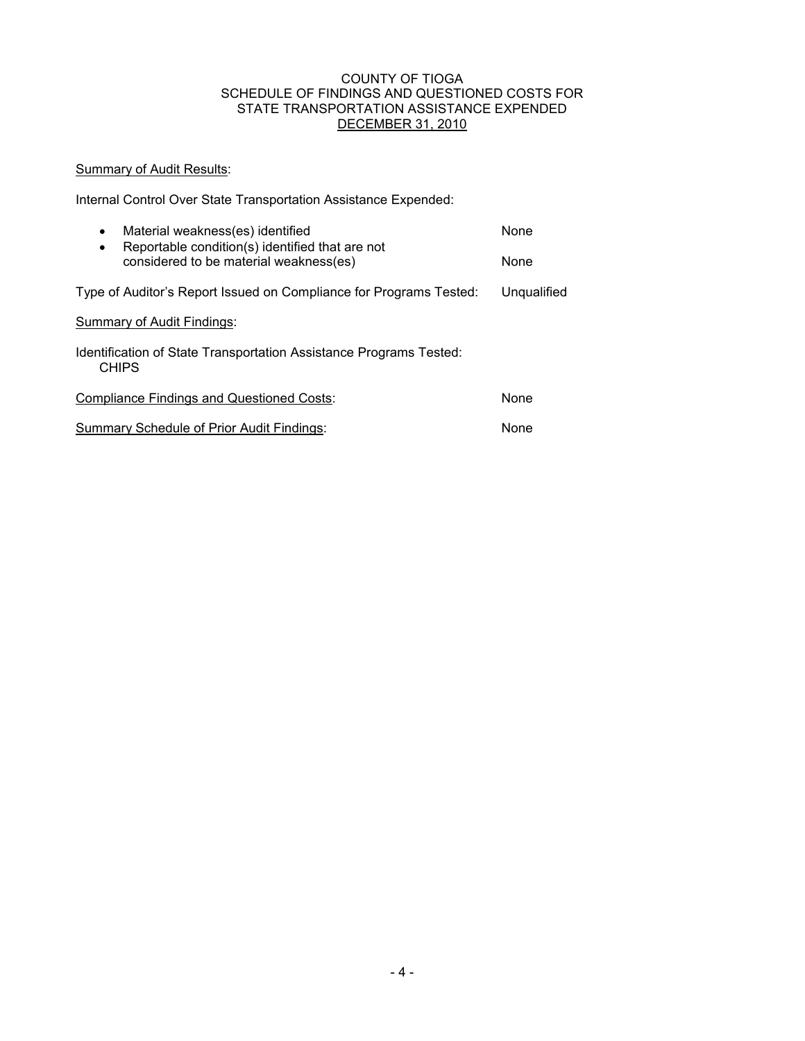# COUNTY OF TIOGA
## SCHEDULE OF FINDINGS AND QUESTIONED COSTS FOR STATE TRANSPORTATION ASSISTANCE EXPENDED
## DECEMBER 31, 2010

Summary of Audit Results:

Internal Control Over State Transportation Assistance Expended:

| | |
|---|---|
| • Material weakness(es) identified | None |
| • Reportable condition(s) identified that are not considered to be material weakness(es) | None |

Type of Auditor's Report Issued on Compliance for Programs Tested: Unqualified

Summary of Audit Findings:

Identification of State Transportation Assistance Programs Tested:
CHIPS

Compliance Findings and Questioned Costs: None

Summary Schedule of Prior Audit Findings: None